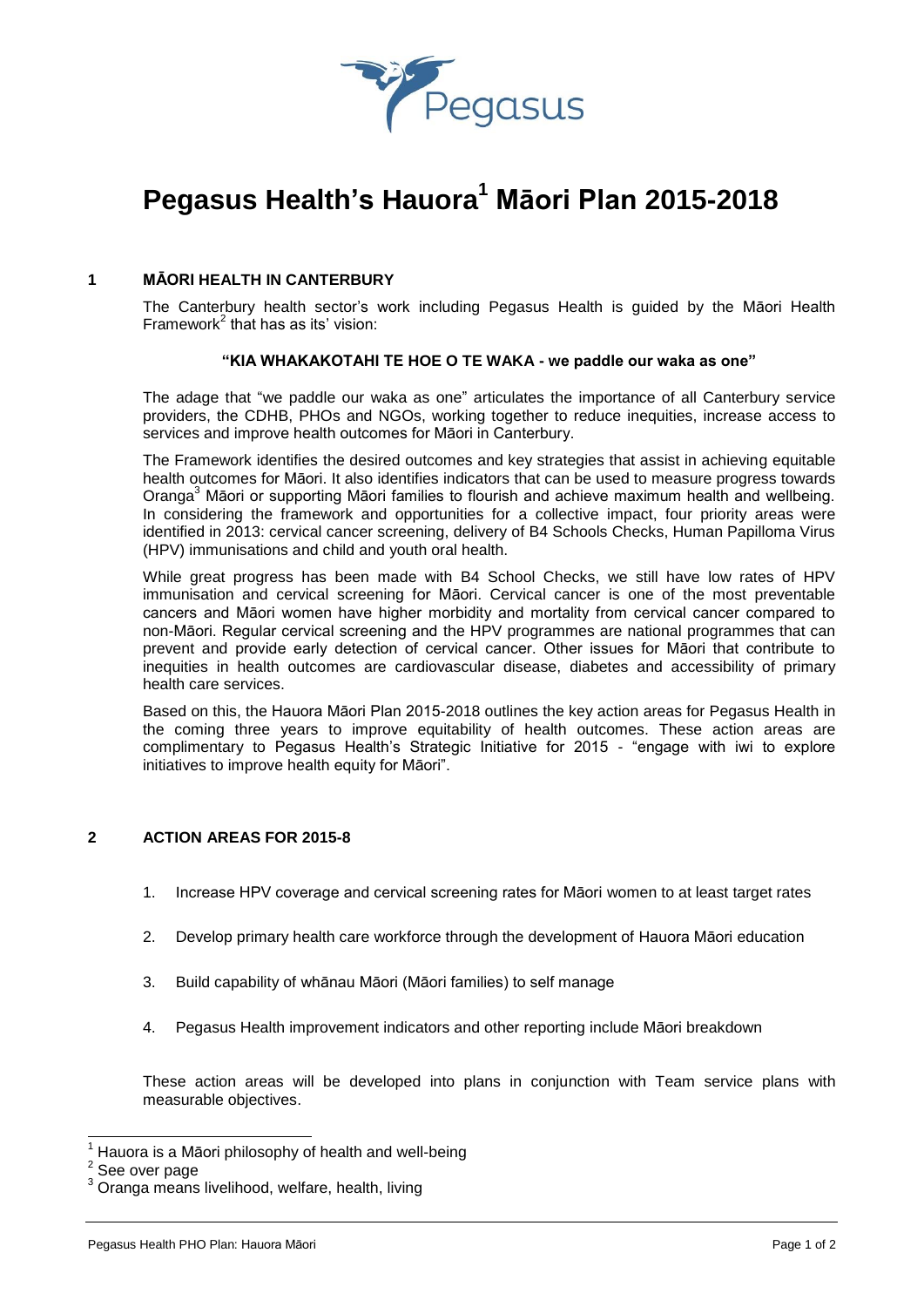# Pegasus Health's Hauora[1] Māori Plan 2015-2018

## 1 MĀORI HEALTH IN CANTERBURY

The Canterbury health sector's work including Pegasus Health is guided by the Māori Health Framework[2] that has as its' vision:

**"KIA WHAKAKOTAHI TE HOE O TE WAKA - we paddle our waka as one"**

The adage that "we paddle our waka as one" articulates the importance of all Canterbury service providers, the CDHB, PHOs and NGOs, working together to reduce inequities, increase access to services and improve health outcomes for Māori in Canterbury.

The Framework identifies the desired outcomes and key strategies that assist in achieving equitable health outcomes for Māori. It also identifies indicators that can be used to measure progress towards Oranga[3] Māori or supporting Māori families to flourish and achieve maximum health and wellbeing. In considering the framework and opportunities for a collective impact, four priority areas were identified in 2013: cervical cancer screening, delivery of B4 Schools Checks, Human Papilloma Virus (HPV) immunisations and child and youth oral health.

While great progress has been made with B4 School Checks, we still have low rates of HPV immunisation and cervical screening for Māori. Cervical cancer is one of the most preventable cancers and Māori women have higher morbidity and mortality from cervical cancer compared to non-Māori. Regular cervical screening and the HPV programmes are national programmes that can prevent and provide early detection of cervical cancer. Other issues for Māori that contribute to inequities in health outcomes are cardiovascular disease, diabetes and accessibility of primary health care services.

Based on this, the Hauora Māori Plan 2015-2018 outlines the key action areas for Pegasus Health in the coming three years to improve equitability of health outcomes. These action areas are complimentary to Pegasus Health's Strategic Initiative for 2015 - "engage with iwi to explore initiatives to improve health equity for Māori".

## 2 ACTION AREAS FOR 2015-8

1. Increase HPV coverage and cervical screening rates for Māori women to at least target rates
2. Develop primary health care workforce through the development of Hauora Māori education
3. Build capability of whānau Māori (Māori families) to self manage
4. Pegasus Health improvement indicators and other reporting include Māori breakdown

These action areas will be developed into plans in conjunction with Team service plans with measurable objectives.

---

[1] Hauora is a Māori philosophy of health and well-being

[2] See over page

[3] Oranga means livelihood, welfare, health, living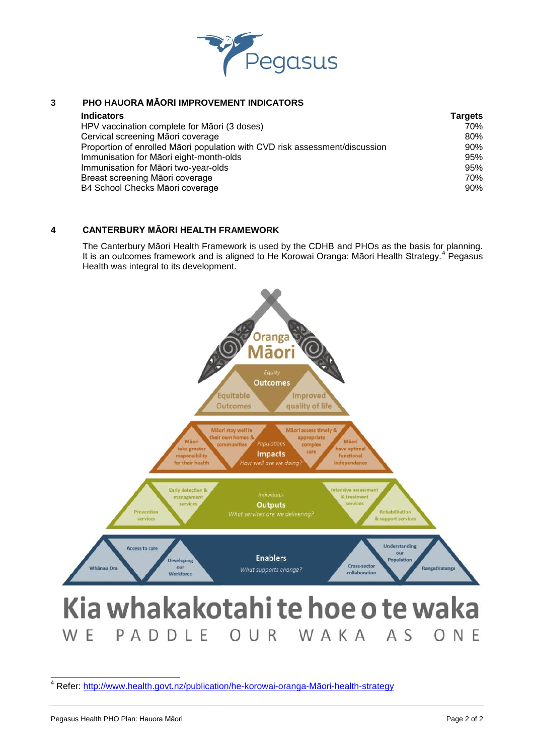## 3 PHO HAUORA MĀORI IMPROVEMENT INDICATORS

| Indicators | Targets |
|---|---|
| HPV vaccination complete for Māori (3 doses) | 70% |
| Cervical screening Māori coverage | 80% |
| Proportion of enrolled Māori population with CVD risk assessment/discussion | 90% |
| Immunisation for Māori eight-month-olds | 95% |
| Immunisation for Māori two-year-olds | 95% |
| Breast screening Māori coverage | 70% |
| B4 School Checks Māori coverage | 90% |

## 4 CANTERBURY MĀORI HEALTH FRAMEWORK

The Canterbury Māori Health Framework is used by the CDHB and PHOs as the basis for planning. It is an outcomes framework and is aligned to He Korowai Oranga: Māori Health Strategy.[4] Pegasus Health was integral to its development.

Oranga Māori

Equity
Outcomes
Equitable Outcomes
Improved quality of life

Populations
Impacts
How well are we doing?
Māori take greater responsibility for their health
Māori stay well in their own homes & communities
Māori access timely & appropriate complex care
Māori have optimal functional independence

Individuals
Outputs
What services are we delivering?
Prevention services
Early detection & management services
Intensive assessment & treatment services
Rehabilitation & support services

Enablers
What supports change?
Whānau Ora
Access to care
Developing our Workforce
Cross-sector collaboration
Understanding our Population
Rangatiratanga

Kia whakakotahi te hoe o te waka

WE PADDLE OUR WAKA AS ONE

---

[4] Refer: http://www.health.govt.nz/publication/he-korowai-oranga-Māori-health-strategy

Pegasus Health PHO Plan: Hauora Māori